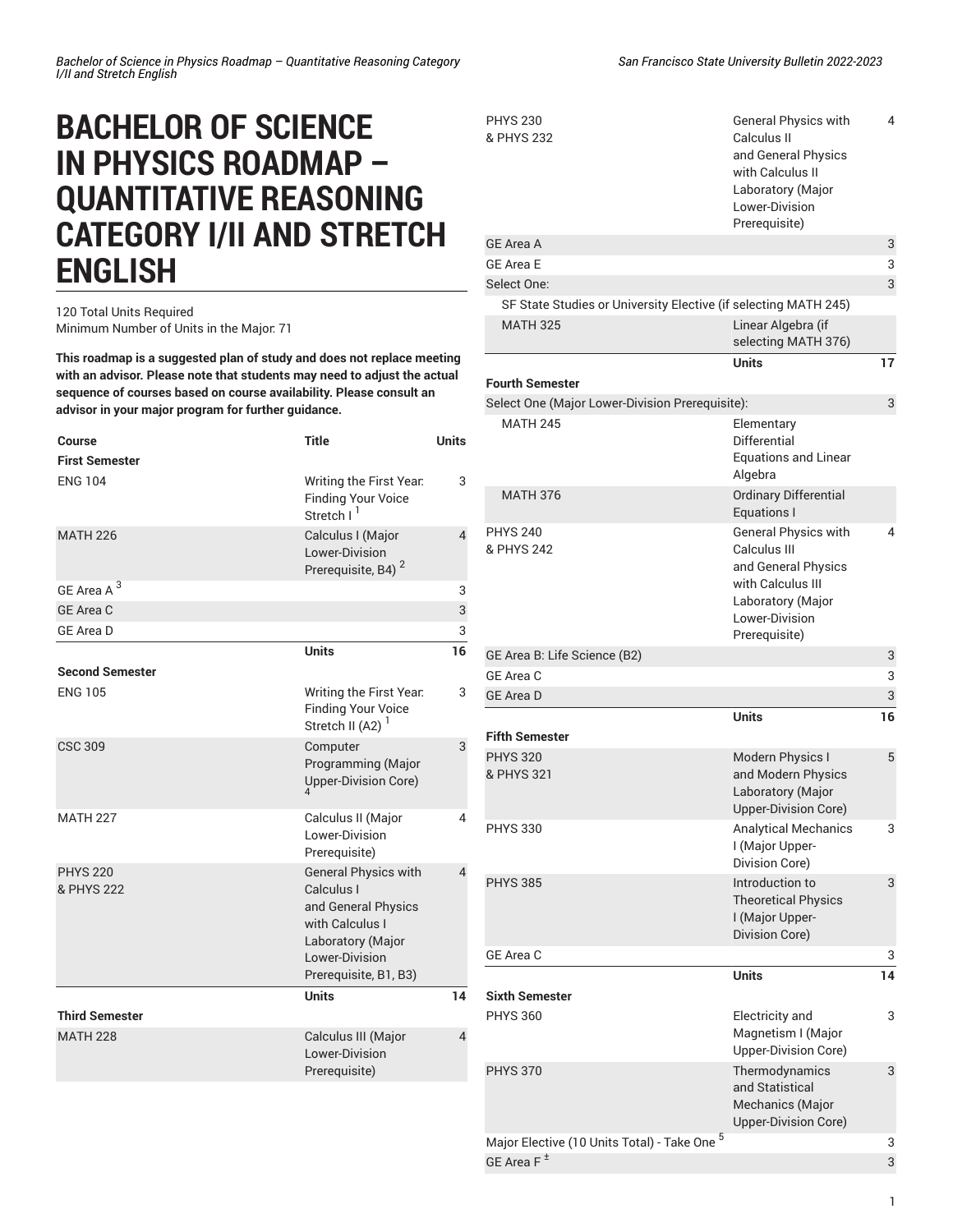# BACHELOR OF SCIENCE IN PHYSICS ROADMAP – QUANTITATIVE REASONING CATEGORY I/II AND STRETCH ENGLISH

120 Total Units Required
Minimum Number of Units in the Major: 71

**This roadmap is a suggested plan of study and does not replace meeting with an advisor. Please note that students may need to adjust the actual sequence of courses based on course availability. Please consult an advisor in your major program for further guidance.**

| Course | Title | Units |
|---|---|---|
| **First Semester** | | |
| ENG 104 | Writing the First Year: Finding Your Voice Stretch I [1] | 3 |
| MATH 226 | Calculus I (Major Lower-Division Prerequisite, B4) [2] | 4 |
| GE Area A [3] | | 3 |
| GE Area C | | 3 |
| GE Area D | | 3 |
| | **Units** | **16** |
| **Second Semester** | | |
| ENG 105 | Writing the First Year: Finding Your Voice Stretch II (A2) [1] | 3 |
| CSC 309 | Computer Programming (Major Upper-Division Core) [4] | 3 |
| MATH 227 | Calculus II (Major Lower-Division Prerequisite) | 4 |
| PHYS 220 & PHYS 222 | General Physics with Calculus I and General Physics with Calculus I Laboratory (Major Lower-Division Prerequisite, B1, B3) | 4 |
| | **Units** | **14** |
| **Third Semester** | | |
| MATH 228 | Calculus III (Major Lower-Division Prerequisite) | 4 |
| PHYS 230 & PHYS 232 | General Physics with Calculus II and General Physics with Calculus II Laboratory (Major Lower-Division Prerequisite) | 4 |
| GE Area A | | 3 |
| GE Area E | | 3 |
| Select One: | | 3 |
| SF State Studies or University Elective (if selecting MATH 245) | | |
| MATH 325 | Linear Algebra (if selecting MATH 376) | |
| | **Units** | **17** |
| **Fourth Semester** | | |
| Select One (Major Lower-Division Prerequisite): | | 3 |
| MATH 245 | Elementary Differential Equations and Linear Algebra | |
| MATH 376 | Ordinary Differential Equations I | |
| PHYS 240 & PHYS 242 | General Physics with Calculus III and General Physics with Calculus III Laboratory (Major Lower-Division Prerequisite) | 4 |
| GE Area B: Life Science (B2) | | 3 |
| GE Area C | | 3 |
| GE Area D | | 3 |
| | **Units** | **16** |
| **Fifth Semester** | | |
| PHYS 320 & PHYS 321 | Modern Physics I and Modern Physics Laboratory (Major Upper-Division Core) | 5 |
| PHYS 330 | Analytical Mechanics I (Major Upper-Division Core) | 3 |
| PHYS 385 | Introduction to Theoretical Physics I (Major Upper-Division Core) | 3 |
| GE Area C | | 3 |
| | **Units** | **14** |
| **Sixth Semester** | | |
| PHYS 360 | Electricity and Magnetism I (Major Upper-Division Core) | 3 |
| PHYS 370 | Thermodynamics and Statistical Mechanics (Major Upper-Division Core) | 3 |
| Major Elective (10 Units Total) - Take One [5] | | 3 |
| GE Area F [±] | | 3 |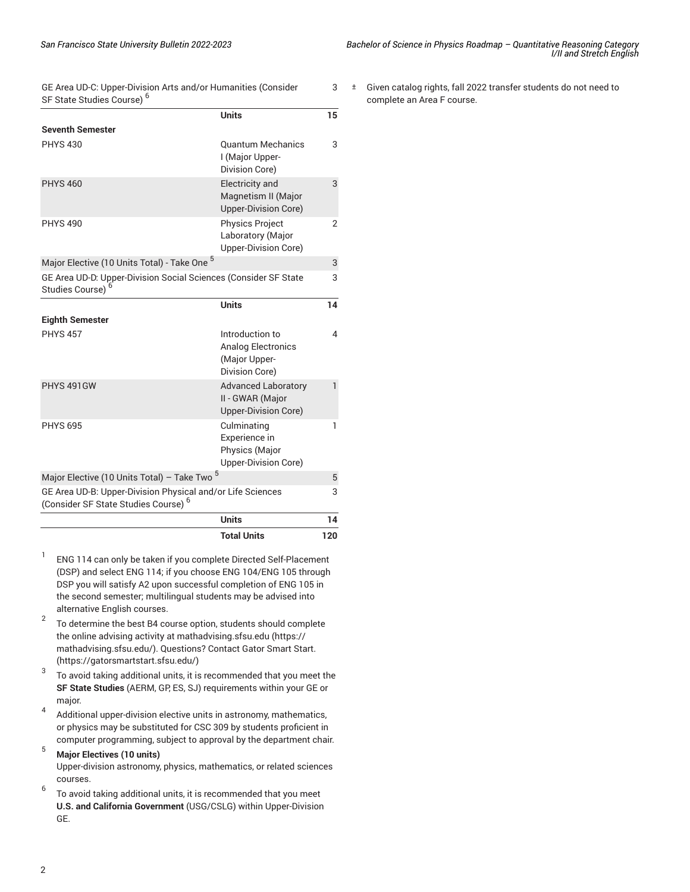| | | |
|---|---|---|
| GE Area UD-C: Upper-Division Arts and/or Humanities (Consider SF State Studies Course) [6] | | 3 |
| | **Units** | **15** |
| **Seventh Semester** | | |
| PHYS 430 | Quantum Mechanics I (Major Upper-Division Core) | 3 |
| PHYS 460 | Electricity and Magnetism II (Major Upper-Division Core) | 3 |
| PHYS 490 | Physics Project Laboratory (Major Upper-Division Core) | 2 |
| Major Elective (10 Units Total) - Take One [5] | | 3 |
| GE Area UD-D: Upper-Division Social Sciences (Consider SF State Studies Course) [6] | | 3 |
| | **Units** | **14** |
| **Eighth Semester** | | |
| PHYS 457 | Introduction to Analog Electronics (Major Upper-Division Core) | 4 |
| PHYS 491GW | Advanced Laboratory II - GWAR (Major Upper-Division Core) | 1 |
| PHYS 695 | Culminating Experience in Physics (Major Upper-Division Core) | 1 |
| Major Elective (10 Units Total) – Take Two [5] | | 5 |
| GE Area UD-B: Upper-Division Physical and/or Life Sciences (Consider SF State Studies Course) [6] | | 3 |
| | **Units** | **14** |
| | **Total Units** | **120** |

1. ENG 114 can only be taken if you complete Directed Self-Placement (DSP) and select ENG 114; if you choose ENG 104/ENG 105 through DSP you will satisfy A2 upon successful completion of ENG 105 in the second semester; multilingual students may be advised into alternative English courses.
2. To determine the best B4 course option, students should complete the online advising activity at mathadvising.sfsu.edu (https://mathadvising.sfsu.edu/). Questions? Contact Gator Smart Start. (https://gatorsmartstart.sfsu.edu/)
3. To avoid taking additional units, it is recommended that you meet the **SF State Studies** (AERM, GP, ES, SJ) requirements within your GE or major.
4. Additional upper-division elective units in astronomy, mathematics, or physics may be substituted for CSC 309 by students proficient in computer programming, subject to approval by the department chair.
5. **Major Electives (10 units)**
   Upper-division astronomy, physics, mathematics, or related sciences courses.
6. To avoid taking additional units, it is recommended that you meet **U.S. and California Government** (USG/CSLG) within Upper-Division GE.

± Given catalog rights, fall 2022 transfer students do not need to complete an Area F course.